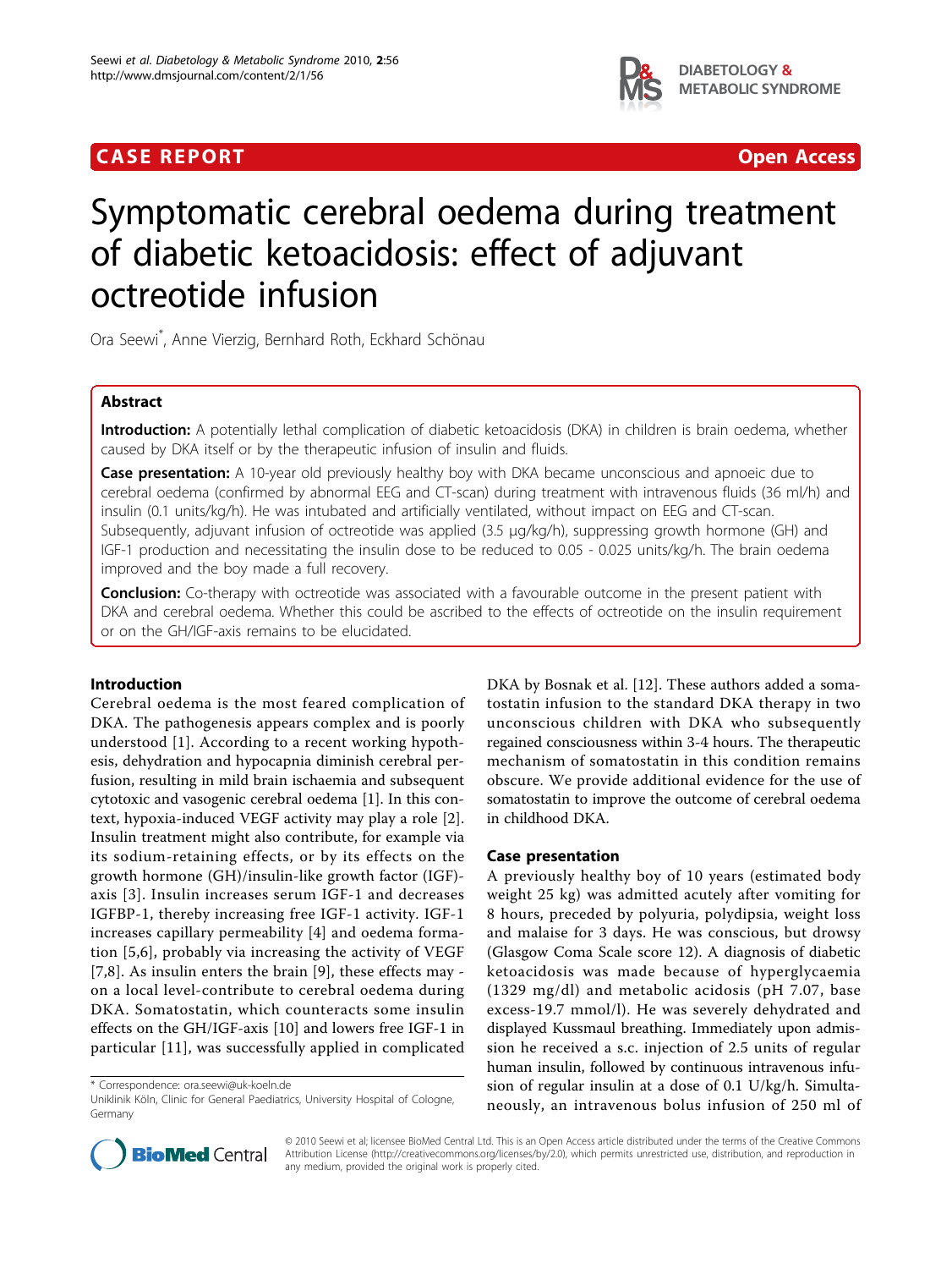**CASE REPORT** **Open Access**

# Symptomatic cerebral oedema during treatment of diabetic ketoacidosis: effect of adjuvant octreotide infusion

Ora Seewi*, Anne Vierzig, Bernhard Roth, Eckhard Schönau

## Abstract

**Introduction:** A potentially lethal complication of diabetic ketoacidosis (DKA) in children is brain oedema, whether caused by DKA itself or by the therapeutic infusion of insulin and fluids.

**Case presentation:** A 10-year old previously healthy boy with DKA became unconscious and apnoeic due to cerebral oedema (confirmed by abnormal EEG and CT-scan) during treatment with intravenous fluids (36 ml/h) and insulin (0.1 units/kg/h). He was intubated and artificially ventilated, without impact on EEG and CT-scan. Subsequently, adjuvant infusion of octreotide was applied (3.5 μg/kg/h), suppressing growth hormone (GH) and IGF-1 production and necessitating the insulin dose to be reduced to 0.05 - 0.025 units/kg/h. The brain oedema improved and the boy made a full recovery.

**Conclusion:** Co-therapy with octreotide was associated with a favourable outcome in the present patient with DKA and cerebral oedema. Whether this could be ascribed to the effects of octreotide on the insulin requirement or on the GH/IGF-axis remains to be elucidated.

## Introduction

Cerebral oedema is the most feared complication of DKA. The pathogenesis appears complex and is poorly understood [1]. According to a recent working hypothesis, dehydration and hypocapnia diminish cerebral perfusion, resulting in mild brain ischaemia and subsequent cytotoxic and vasogenic cerebral oedema [1]. In this context, hypoxia-induced VEGF activity may play a role [2]. Insulin treatment might also contribute, for example via its sodium-retaining effects, or by its effects on the growth hormone (GH)/insulin-like growth factor (IGF)-axis [3]. Insulin increases serum IGF-1 and decreases IGFBP-1, thereby increasing free IGF-1 activity. IGF-1 increases capillary permeability [4] and oedema formation [5,6], probably via increasing the activity of VEGF [7,8]. As insulin enters the brain [9], these effects may - on a local level-contribute to cerebral oedema during DKA. Somatostatin, which counteracts some insulin effects on the GH/IGF-axis [10] and lowers free IGF-1 in particular [11], was successfully applied in complicated DKA by Bosnak et al. [12]. These authors added a somatostatin infusion to the standard DKA therapy in two unconscious children with DKA who subsequently regained consciousness within 3-4 hours. The therapeutic mechanism of somatostatin in this condition remains obscure. We provide additional evidence for the use of somatostatin to improve the outcome of cerebral oedema in childhood DKA.

## Case presentation

A previously healthy boy of 10 years (estimated body weight 25 kg) was admitted acutely after vomiting for 8 hours, preceded by polyuria, polydipsia, weight loss and malaise for 3 days. He was conscious, but drowsy (Glasgow Coma Scale score 12). A diagnosis of diabetic ketoacidosis was made because of hyperglycaemia (1329 mg/dl) and metabolic acidosis (pH 7.07, base excess-19.7 mmol/l). He was severely dehydrated and displayed Kussmaul breathing. Immediately upon admission he received a s.c. injection of 2.5 units of regular human insulin, followed by continuous intravenous infusion of regular insulin at a dose of 0.1 U/kg/h. Simultaneously, an intravenous bolus infusion of 250 ml of

\* Correspondence: ora.seewi@uk-koeln.de
Uniklinik Köln, Clinic for General Paediatrics, University Hospital of Cologne, Germany

© 2010 Seewi et al; licensee BioMed Central Ltd. This is an Open Access article distributed under the terms of the Creative Commons Attribution License (http://creativecommons.org/licenses/by/2.0), which permits unrestricted use, distribution, and reproduction in any medium, provided the original work is properly cited.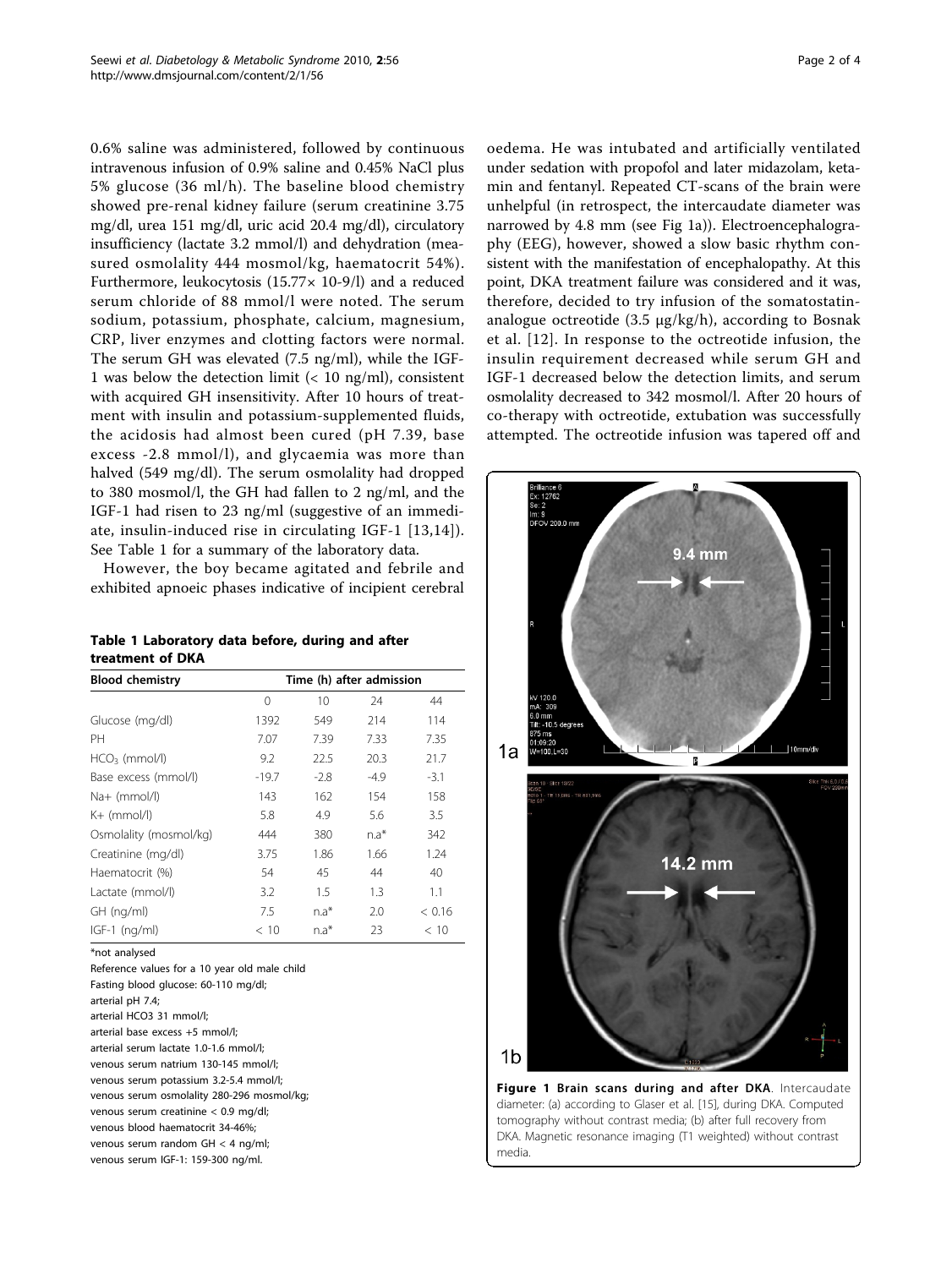0.6% saline was administered, followed by continuous intravenous infusion of 0.9% saline and 0.45% NaCl plus 5% glucose (36 ml/h). The baseline blood chemistry showed pre-renal kidney failure (serum creatinine 3.75 mg/dl, urea 151 mg/dl, uric acid 20.4 mg/dl), circulatory insufficiency (lactate 3.2 mmol/l) and dehydration (measured osmolality 444 mosmol/kg, haematocrit 54%). Furthermore, leukocytosis (15.77× 10-9/l) and a reduced serum chloride of 88 mmol/l were noted. The serum sodium, potassium, phosphate, calcium, magnesium, CRP, liver enzymes and clotting factors were normal. The serum GH was elevated (7.5 ng/ml), while the IGF-1 was below the detection limit (< 10 ng/ml), consistent with acquired GH insensitivity. After 10 hours of treatment with insulin and potassium-supplemented fluids, the acidosis had almost been cured (pH 7.39, base excess -2.8 mmol/l), and glycaemia was more than halved (549 mg/dl). The serum osmolality had dropped to 380 mosmol/l, the GH had fallen to 2 ng/ml, and the IGF-1 had risen to 23 ng/ml (suggestive of an immediate, insulin-induced rise in circulating IGF-1 [13,14]). See Table 1 for a summary of the laboratory data.

However, the boy became agitated and febrile and exhibited apnoeic phases indicative of incipient cerebral oedema. He was intubated and artificially ventilated under sedation with propofol and later midazolam, ketamin and fentanyl. Repeated CT-scans of the brain were unhelpful (in retrospect, the intercaudate diameter was narrowed by 4.8 mm (see Fig 1a)). Electroencephalography (EEG), however, showed a slow basic rhythm consistent with the manifestation of encephalopathy. At this point, DKA treatment failure was considered and it was, therefore, decided to try infusion of the somatostatin-analogue octreotide (3.5 μg/kg/h), according to Bosnak et al. [12]. In response to the octreotide infusion, the insulin requirement decreased while serum GH and IGF-1 decreased below the detection limits, and serum osmolality decreased to 342 mosmol/l. After 20 hours of co-therapy with octreotide, extubation was successfully attempted. The octreotide infusion was tapered off and

**Table 1 Laboratory data before, during and after treatment of DKA**

| Blood chemistry | Time (h) after admission | | | |
|---|---|---|---|---|
| | 0 | 10 | 24 | 44 |
| Glucose (mg/dl) | 1392 | 549 | 214 | 114 |
| PH | 7.07 | 7.39 | 7.33 | 7.35 |
| $HCO_3$ (mmol/l) | 9.2 | 22.5 | 20.3 | 21.7 |
| Base excess (mmol/l) | -19.7 | -2.8 | -4.9 | -3.1 |
| Na+ (mmol/l) | 143 | 162 | 154 | 158 |
| K+ (mmol/l) | 5.8 | 4.9 | 5.6 | 3.5 |
| Osmolality (mosmol/kg) | 444 | 380 | n.a* | 342 |
| Creatinine (mg/dl) | 3.75 | 1.86 | 1.66 | 1.24 |
| Haematocrit (%) | 54 | 45 | 44 | 40 |
| Lactate (mmol/l) | 3.2 | 1.5 | 1.3 | 1.1 |
| GH (ng/ml) | 7.5 | n.a* | 2.0 | < 0.16 |
| IGF-1 (ng/ml) | < 10 | n.a* | 23 | < 10 |

*not analysed

Reference values for a 10 year old male child
Fasting blood glucose: 60-110 mg/dl;
arterial pH 7.4;
arterial HCO3 31 mmol/l;
arterial base excess +5 mmol/l;
arterial serum lactate 1.0-1.6 mmol/l;
venous serum natrium 130-145 mmol/l;
venous serum potassium 3.2-5.4 mmol/l;
venous serum osmolality 280-296 mosmol/kg;
venous serum creatinine < 0.9 mg/dl;
venous blood haematocrit 34-46%;
venous serum random GH < 4 ng/ml;
venous serum IGF-1: 159-300 ng/ml.

**Figure 1 Brain scans during and after DKA**. Intercaudate diameter: (a) according to Glaser et al. [15], during DKA. Computed tomography without contrast media; (b) after full recovery from DKA. Magnetic resonance imaging (T1 weighted) without contrast media.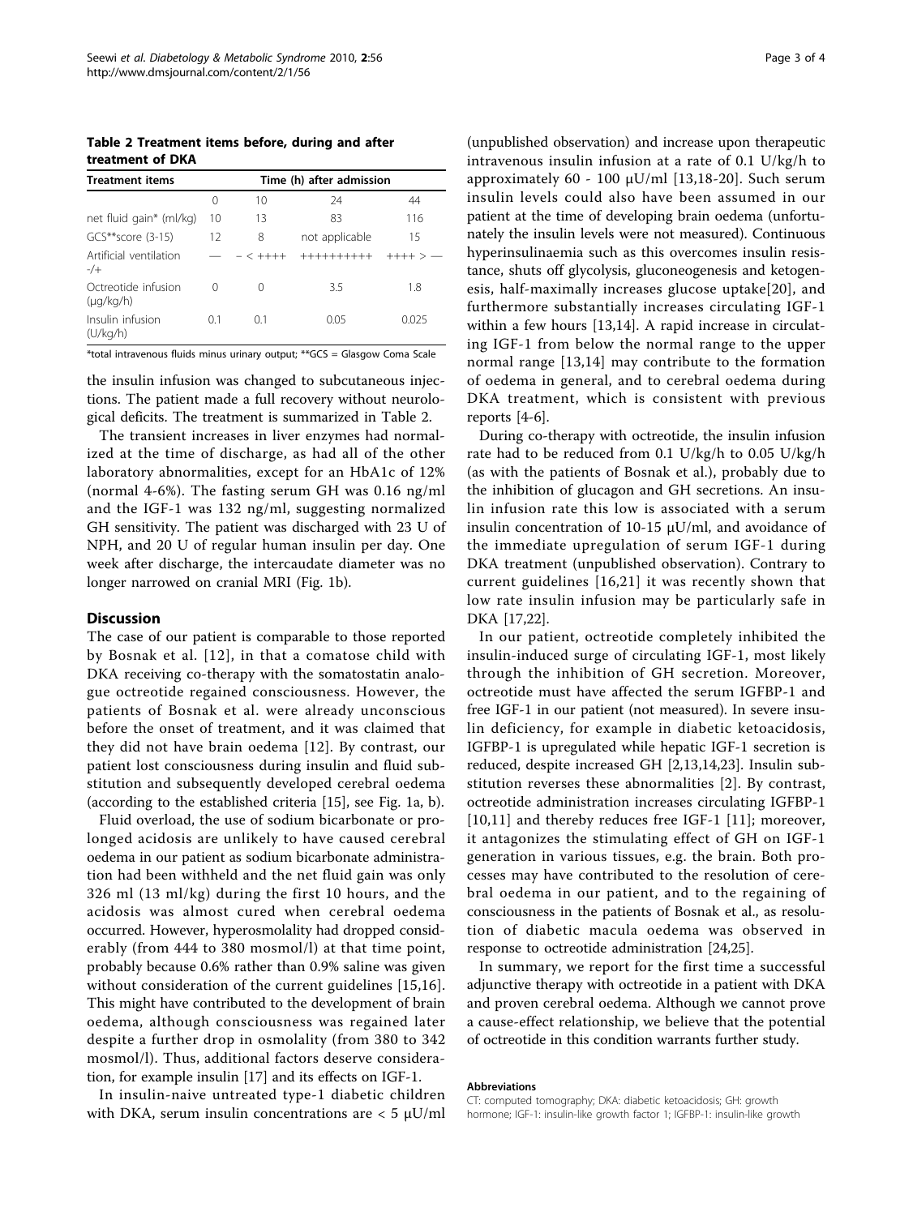**Table 2 Treatment items before, during and after treatment of DKA**

| Treatment items | Time (h) after admission | | | |
|---|---|---|---|---|
| | 0 | 10 | 24 | 44 |
| net fluid gain* (ml/kg) | 10 | 13 | 83 | 116 |
| GCS**score (3-15) | 12 | 8 | not applicable | 15 |
| Artificial ventilation -/+ | — | – < ++++ | ++++++++++ | ++++ > — |
| Octreotide infusion (μg/kg/h) | 0 | 0 | 3.5 | 1.8 |
| Insulin infusion (U/kg/h) | 0.1 | 0.1 | 0.05 | 0.025 |

*total intravenous fluids minus urinary output; **GCS = Glasgow Coma Scale

the insulin infusion was changed to subcutaneous injections. The patient made a full recovery without neurological deficits. The treatment is summarized in Table 2.

The transient increases in liver enzymes had normalized at the time of discharge, as had all of the other laboratory abnormalities, except for an HbA1c of 12% (normal 4-6%). The fasting serum GH was 0.16 ng/ml and the IGF-1 was 132 ng/ml, suggesting normalized GH sensitivity. The patient was discharged with 23 U of NPH, and 20 U of regular human insulin per day. One week after discharge, the intercaudate diameter was no longer narrowed on cranial MRI (Fig. 1b).

## Discussion

The case of our patient is comparable to those reported by Bosnak et al. [12], in that a comatose child with DKA receiving co-therapy with the somatostatin analogue octreotide regained consciousness. However, the patients of Bosnak et al. were already unconscious before the onset of treatment, and it was claimed that they did not have brain oedema [12]. By contrast, our patient lost consciousness during insulin and fluid substitution and subsequently developed cerebral oedema (according to the established criteria [15], see Fig. 1a, b).

Fluid overload, the use of sodium bicarbonate or prolonged acidosis are unlikely to have caused cerebral oedema in our patient as sodium bicarbonate administration had been withheld and the net fluid gain was only 326 ml (13 ml/kg) during the first 10 hours, and the acidosis was almost cured when cerebral oedema occurred. However, hyperosmolality had dropped considerably (from 444 to 380 mosmol/l) at that time point, probably because 0.6% rather than 0.9% saline was given without consideration of the current guidelines [15,16]. This might have contributed to the development of brain oedema, although consciousness was regained later despite a further drop in osmolality (from 380 to 342 mosmol/l). Thus, additional factors deserve consideration, for example insulin [17] and its effects on IGF-1.

In insulin-naive untreated type-1 diabetic children with DKA, serum insulin concentrations are < 5 μU/ml (unpublished observation) and increase upon therapeutic intravenous insulin infusion at a rate of 0.1 U/kg/h to approximately 60 - 100 μU/ml [13,18-20]. Such serum insulin levels could also have been assumed in our patient at the time of developing brain oedema (unfortunately the insulin levels were not measured). Continuous hyperinsulinaemia such as this overcomes insulin resistance, shuts off glycolysis, gluconeogenesis and ketogenesis, half-maximally increases glucose uptake[20], and furthermore substantially increases circulating IGF-1 within a few hours [13,14]. A rapid increase in circulating IGF-1 from below the normal range to the upper normal range [13,14] may contribute to the formation of oedema in general, and to cerebral oedema during DKA treatment, which is consistent with previous reports [4-6].

During co-therapy with octreotide, the insulin infusion rate had to be reduced from 0.1 U/kg/h to 0.05 U/kg/h (as with the patients of Bosnak et al.), probably due to the inhibition of glucagon and GH secretions. An insulin infusion rate this low is associated with a serum insulin concentration of 10-15 μU/ml, and avoidance of the immediate upregulation of serum IGF-1 during DKA treatment (unpublished observation). Contrary to current guidelines [16,21] it was recently shown that low rate insulin infusion may be particularly safe in DKA [17,22].

In our patient, octreotide completely inhibited the insulin-induced surge of circulating IGF-1, most likely through the inhibition of GH secretion. Moreover, octreotide must have affected the serum IGFBP-1 and free IGF-1 in our patient (not measured). In severe insulin deficiency, for example in diabetic ketoacidosis, IGFBP-1 is upregulated while hepatic IGF-1 secretion is reduced, despite increased GH [2,13,14,23]. Insulin substitution reverses these abnormalities [2]. By contrast, octreotide administration increases circulating IGFBP-1 [10,11] and thereby reduces free IGF-1 [11]; moreover, it antagonizes the stimulating effect of GH on IGF-1 generation in various tissues, e.g. the brain. Both processes may have contributed to the resolution of cerebral oedema in our patient, and to the regaining of consciousness in the patients of Bosnak et al., as resolution of diabetic macula oedema was observed in response to octreotide administration [24,25].

In summary, we report for the first time a successful adjunctive therapy with octreotide in a patient with DKA and proven cerebral oedema. Although we cannot prove a cause-effect relationship, we believe that the potential of octreotide in this condition warrants further study.

#### Abbreviations

CT: computed tomography; DKA: diabetic ketoacidosis; GH: growth hormone; IGF-1: insulin-like growth factor 1; IGFBP-1: insulin-like growth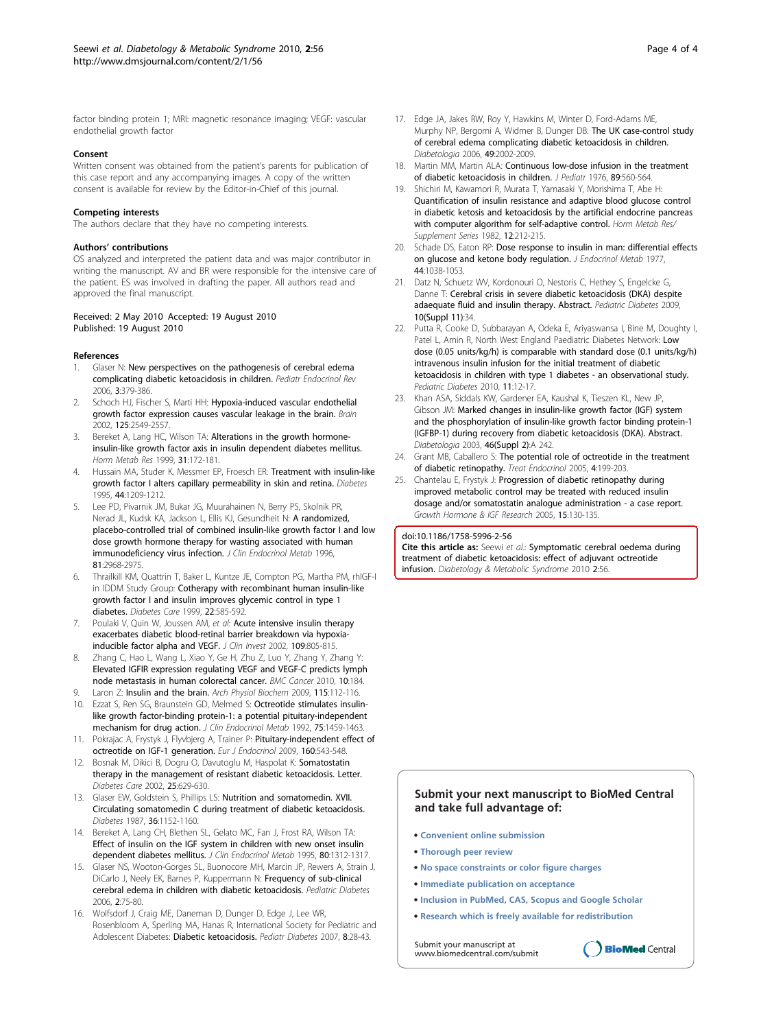factor binding protein 1; MRI: magnetic resonance imaging; VEGF: vascular endothelial growth factor

### Consent

Written consent was obtained from the patient's parents for publication of this case report and any accompanying images. A copy of the written consent is available for review by the Editor-in-Chief of this journal.

### Competing interests

The authors declare that they have no competing interests.

### Authors' contributions

OS analyzed and interpreted the patient data and was major contributor in writing the manuscript. AV and BR were responsible for the intensive care of the patient. ES was involved in drafting the paper. All authors read and approved the final manuscript.

Received: 2 May 2010 Accepted: 19 August 2010
Published: 19 August 2010

### References

1. Glaser N: **New perspectives on the pathogenesis of cerebral edema complicating diabetic ketoacidosis in children.** *Pediatr Endocrinol Rev* 2006, **3**:379-386.
2. Schoch HJ, Fischer S, Marti HH: **Hypoxia-induced vascular endothelial growth factor expression causes vascular leakage in the brain.** *Brain* 2002, **125**:2549-2557.
3. Bereket A, Lang HC, Wilson TA: **Alterations in the growth hormone-insulin-like growth factor axis in insulin dependent diabetes mellitus.** *Horm Metab Res* 1999, **31**:172-181.
4. Hussain MA, Studer K, Messmer EP, Froesch ER: **Treatment with insulin-like growth factor I alters capillary permeability in skin and retina.** *Diabetes* 1995, **44**:1209-1212.
5. Lee PD, Pivarnik JM, Bukar JG, Muurahainen N, Berry PS, Skolnik PR, Nerad JL, Kudsk KA, Jackson L, Ellis KJ, Gesundheit N: **A randomized, placebo-controlled trial of combined insulin-like growth factor I and low dose growth hormone therapy for wasting associated with human immunodeficiency virus infection.** *J Clin Endocrinol Metab* 1996, **81**:2968-2975.
6. Thrailkill KM, Quattrin T, Baker L, Kuntze JE, Compton PG, Martha PM, rhIGF-I in IDDM Study Group: **Cotherapy with recombinant human insulin-like growth factor I and insulin improves glycemic control in type 1 diabetes.** *Diabetes Care* 1999, **22**:585-592.
7. Poulaki V, Quin W, Joussen AM, *et al*: **Acute intensive insulin therapy exacerbates diabetic blood-retinal barrier breakdown via hypoxia-inducible factor alpha and VEGF.** *J Clin Invest* 2002, **109**:805-815.
8. Zhang C, Hao L, Wang L, Xiao Y, Ge H, Zhu Z, Luo Y, Zhang Y, Zhang Y: **Elevated IGFIR expression regulating VEGF and VEGF-C predicts lymph node metastasis in human colorectal cancer.** *BMC Cancer* 2010, **10**:184.
9. Laron Z: **Insulin and the brain.** *Arch Physiol Biochem* 2009, **115**:112-116.
10. Ezzat S, Ren SG, Braunstein GD, Melmed S: **Octreotide stimulates insulin-like growth factor-binding protein-1: a potential pituitary-independent mechanism for drug action.** *J Clin Endocrinol Metab* 1992, **75**:1459-1463.
11. Pokrajac A, Frystyk J, Flyvbjerg A, Trainer P: **Pituitary-independent effect of octreotide on IGF-1 generation.** *Eur J Endocrinol* 2009, **160**:543-548.
12. Bosnak M, Dikici B, Dogru O, Davutoglu M, Haspolat K: **Somatostatin therapy in the management of resistant diabetic ketoacidosis. Letter.** *Diabetes Care* 2002, **25**:629-630.
13. Glaser EW, Goldstein S, Phillips LS: **Nutrition and somatomedin. XVII. Circulating somatomedin C during treatment of diabetic ketoacidosis.** *Diabetes* 1987, **36**:1152-1160.
14. Bereket A, Lang CH, Blethen SL, Gelato MC, Fan J, Frost RA, Wilson TA: **Effect of insulin on the IGF system in children with new onset insulin dependent diabetes mellitus.** *J Clin Endocrinol Metab* 1995, **80**:1312-1317.
15. Glaser NS, Wooton-Gorges SL, Buonocore MH, Marcin JP, Rewers A, Strain J, DiCarlo J, Neely EK, Barnes P, Kuppermann N: **Frequency of sub-clinical cerebral edema in children with diabetic ketoacidosis.** *Pediatric Diabetes* 2006, **2**:75-80.
16. Wolfsdorf J, Craig ME, Daneman D, Dunger D, Edge J, Lee WR, Rosenbloom A, Sperling MA, Hanas R, International Society for Pediatric and Adolescent Diabetes: **Diabetic ketoacidosis.** *Pediatr Diabetes* 2007, **8**:28-43.
17. Edge JA, Jakes RW, Roy Y, Hawkins M, Winter D, Ford-Adams ME, Murphy NP, Bergomi A, Widmer B, Dunger DB: **The UK case-control study of cerebral edema complicating diabetic ketoacidosis in children.** *Diabetologia* 2006, **49**:2002-2009.
18. Martin MM, Martin ALA: **Continuous low-dose infusion in the treatment of diabetic ketoacidosis in children.** *J Pediatr* 1976, **89**:560-564.
19. Shichiri M, Kawamori R, Murata T, Yamasaki Y, Morishima T, Abe H: **Quantification of insulin resistance and adaptive blood glucose control in diabetic ketosis and ketoacidosis by the artificial endocrine pancreas with computer algorithm for self-adaptive control.** *Horm Metab Res/ Supplement Series* 1982, **12**:212-215.
20. Schade DS, Eaton RP: **Dose response to insulin in man: differential effects on glucose and ketone body regulation.** *J Endocrinol Metab* 1977, **44**:1038-1053.
21. Datz N, Schuetz WV, Kordonouri O, Nestoris C, Hethey S, Engelcke G, Danne T: **Cerebral crisis in severe diabetic ketoacidosis (DKA) despite adaequate fluid and insulin therapy. Abstract.** *Pediatric Diabetes* 2009, **10(Suppl 11)**:34.
22. Putta R, Cooke D, Subbarayan A, Odeka E, Ariyaswansa I, Bine M, Doughty I, Patel L, Amin R, North West England Paediatric Diabetes Network: **Low dose (0.05 units/kg/h) is comparable with standard dose (0.1 units/kg/h) intravenous insulin infusion for the initial treatment of diabetic ketoacidosis in children with type 1 diabetes - an observational study.** *Pediatric Diabetes* 2010, **11**:12-17.
23. Khan ASA, Siddals KW, Gardener EA, Kaushal K, Tieszen KL, New JP, Gibson JM: **Marked changes in insulin-like growth factor (IGF) system and the phosphorylation of insulin-like growth factor binding protein-1 (IGFBP-1) during recovery from diabetic ketoacidosis (DKA). Abstract.** *Diabetologia* 2003, **46(Suppl 2)**:A 242.
24. Grant MB, Caballero S: **The potential role of octreotide in the treatment of diabetic retinopathy.** *Treat Endocrinol* 2005, **4**:199-203.
25. Chantelau E, Frystyk J: **Progression of diabetic retinopathy during improved metabolic control may be treated with reduced insulin dosage and/or somatostatin analogue administration - a case report.** *Growth Hormone & IGF Research* 2005, **15**:130-135.

doi:10.1186/1758-5996-2-56
**Cite this article as:** Seewi *et al.*: Symptomatic cerebral oedema during treatment of diabetic ketoacidosis: effect of adjuvant octreotide infusion. *Diabetology & Metabolic Syndrome* 2010 **2**:56.

**Submit your next manuscript to BioMed Central and take full advantage of:**

- Convenient online submission
- Thorough peer review
- No space constraints or color figure charges
- Immediate publication on acceptance
- Inclusion in PubMed, CAS, Scopus and Google Scholar
- Research which is freely available for redistribution

Submit your manuscript at
www.biomedcentral.com/submit

BioMed Central